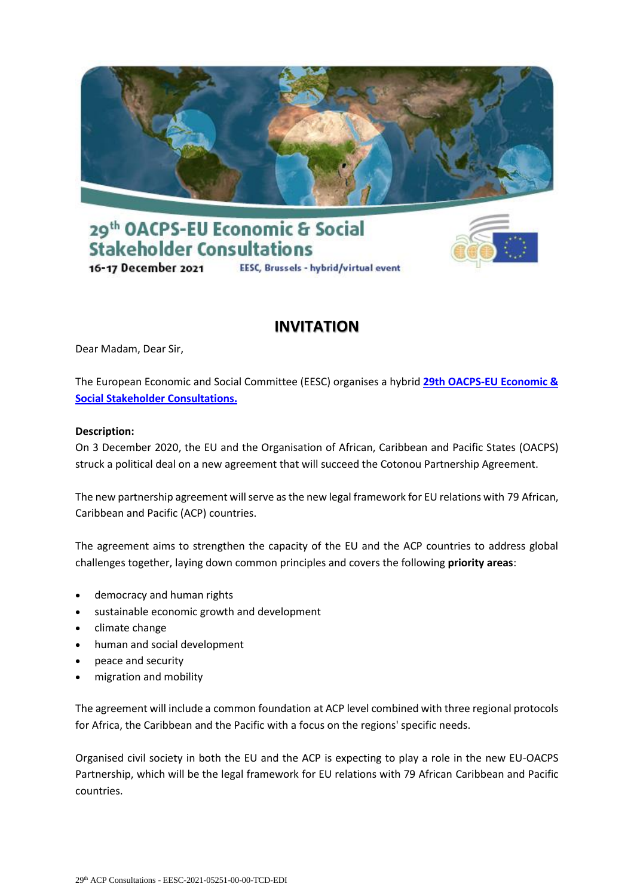# 29[th] OACPS-EU Economic & Social Stakeholder Consultations

**16-17 December 2021** EESC, Brussels - hybrid/virtual event

## INVITATION

Dear Madam, Dear Sir,

The European Economic and Social Committee (EESC) organises a hybrid **29th OACPS-EU Economic & Social Stakeholder Consultations.**

**Description:**
On 3 December 2020, the EU and the Organisation of African, Caribbean and Pacific States (OACPS) struck a political deal on a new agreement that will succeed the Cotonou Partnership Agreement.

The new partnership agreement will serve as the new legal framework for EU relations with 79 African, Caribbean and Pacific (ACP) countries.

The agreement aims to strengthen the capacity of the EU and the ACP countries to address global challenges together, laying down common principles and covers the following **priority areas**:

- democracy and human rights
- sustainable economic growth and development
- climate change
- human and social development
- peace and security
- migration and mobility

The agreement will include a common foundation at ACP level combined with three regional protocols for Africa, the Caribbean and the Pacific with a focus on the regions' specific needs.

Organised civil society in both the EU and the ACP is expecting to play a role in the new EU-OACPS Partnership, which will be the legal framework for EU relations with 79 African Caribbean and Pacific countries.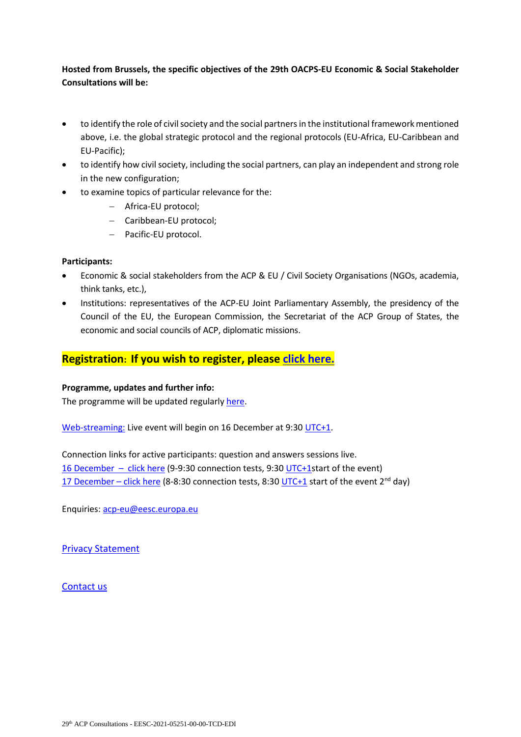**Hosted from Brussels, the specific objectives of the 29th OACPS-EU Economic & Social Stakeholder Consultations will be:**

- to identify the role of civil society and the social partners in the institutional framework mentioned above, i.e. the global strategic protocol and the regional protocols (EU-Africa, EU-Caribbean and EU-Pacific);
- to identify how civil society, including the social partners, can play an independent and strong role in the new configuration;
- to examine topics of particular relevance for the:
  - Africa-EU protocol;
  - Caribbean-EU protocol;
  - Pacific-EU protocol.

**Participants:**

- Economic & social stakeholders from the ACP & EU / Civil Society Organisations (NGOs, academia, think tanks, etc.),
- Institutions: representatives of the ACP-EU Joint Parliamentary Assembly, the presidency of the Council of the EU, the European Commission, the Secretariat of the ACP Group of States, the economic and social councils of ACP, diplomatic missions.

## Registration: If you wish to register, please click here.

**Programme, updates and further info:**

The programme will be updated regularly here.

Web-streaming: Live event will begin on 16 December at 9:30 UTC+1.

Connection links for active participants: question and answers sessions live.
16 December – click here (9-9:30 connection tests, 9:30 UTC+1start of the event)
17 December – click here (8-8:30 connection tests, 8:30 UTC+1 start of the event 2nd day)

Enquiries: acp-eu@eesc.europa.eu

Privacy Statement

Contact us